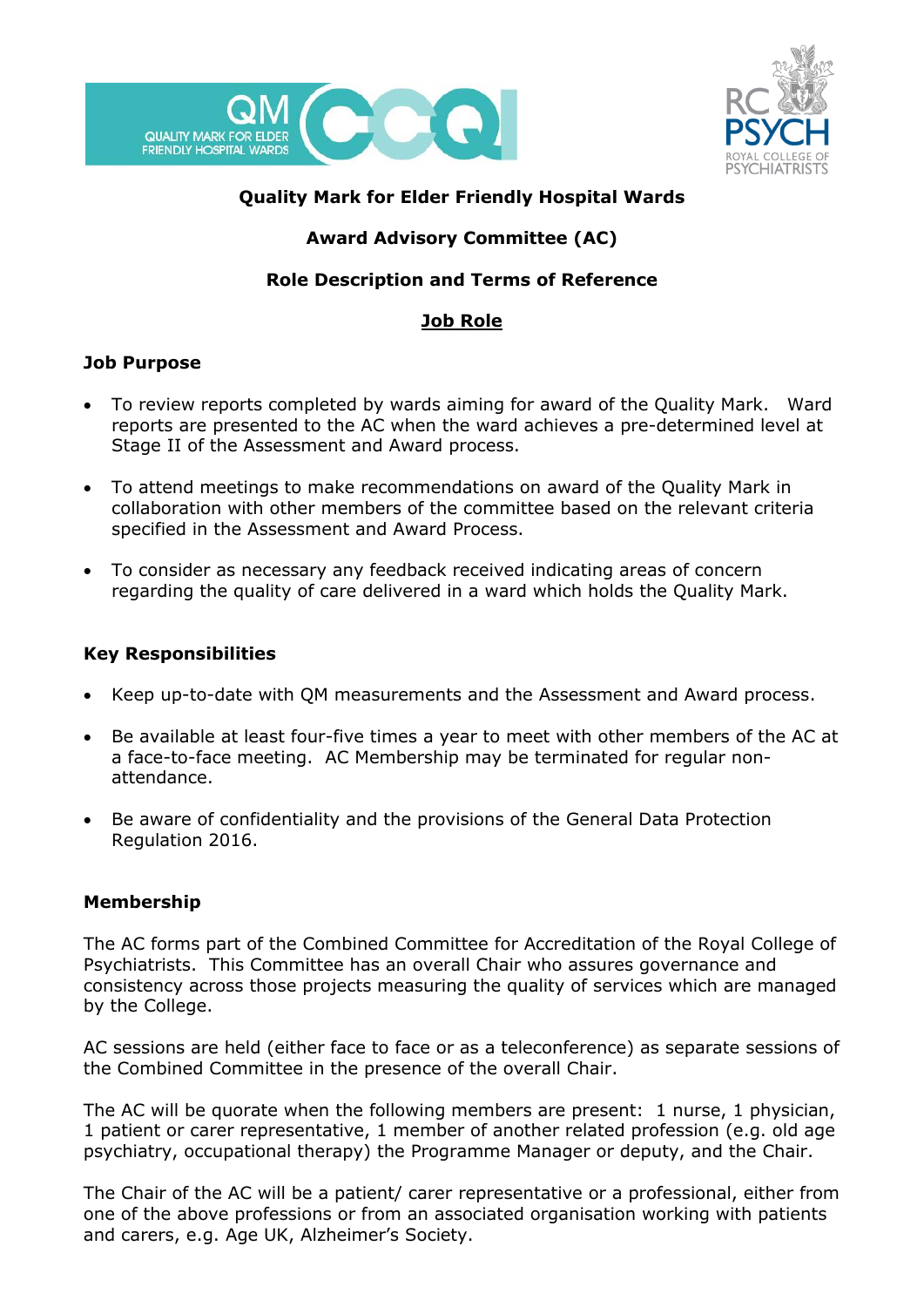# Quality Mark for Elder Friendly Hospital Wards

## Award Advisory Committee (AC)

## Role Description and Terms of Reference

## Job Role

### Job Purpose

- To review reports completed by wards aiming for award of the Quality Mark. Ward reports are presented to the AC when the ward achieves a pre-determined level at Stage II of the Assessment and Award process.
- To attend meetings to make recommendations on award of the Quality Mark in collaboration with other members of the committee based on the relevant criteria specified in the Assessment and Award Process.
- To consider as necessary any feedback received indicating areas of concern regarding the quality of care delivered in a ward which holds the Quality Mark.

### Key Responsibilities

- Keep up-to-date with QM measurements and the Assessment and Award process.
- Be available at least four-five times a year to meet with other members of the AC at a face-to-face meeting. AC Membership may be terminated for regular non-attendance.
- Be aware of confidentiality and the provisions of the General Data Protection Regulation 2016.

### Membership

The AC forms part of the Combined Committee for Accreditation of the Royal College of Psychiatrists. This Committee has an overall Chair who assures governance and consistency across those projects measuring the quality of services which are managed by the College.

AC sessions are held (either face to face or as a teleconference) as separate sessions of the Combined Committee in the presence of the overall Chair.

The AC will be quorate when the following members are present: 1 nurse, 1 physician, 1 patient or carer representative, 1 member of another related profession (e.g. old age psychiatry, occupational therapy) the Programme Manager or deputy, and the Chair.

The Chair of the AC will be a patient/ carer representative or a professional, either from one of the above professions or from an associated organisation working with patients and carers, e.g. Age UK, Alzheimer's Society.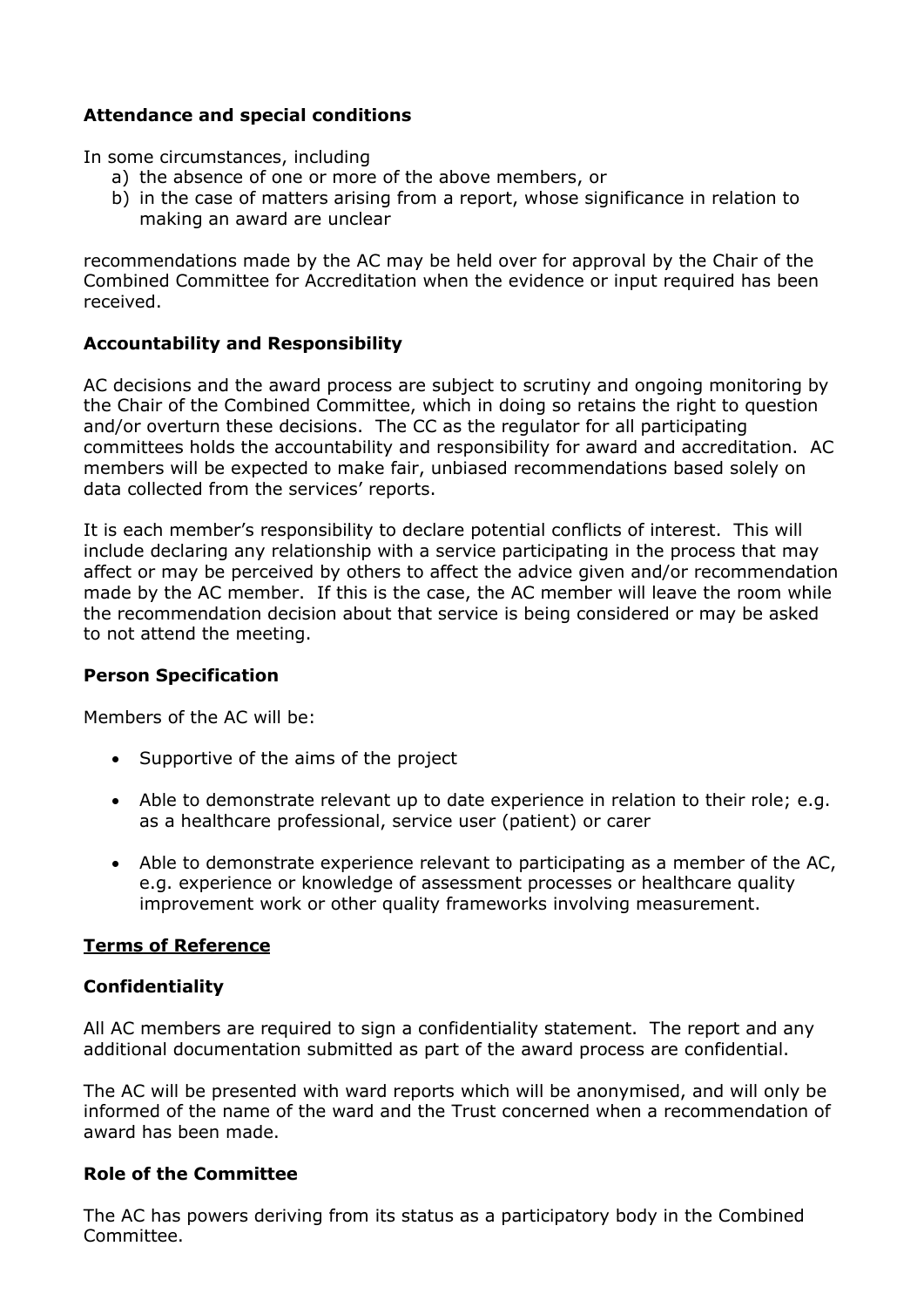**Attendance and special conditions**

In some circumstances, including

a) the absence of one or more of the above members, or
b) in the case of matters arising from a report, whose significance in relation to making an award are unclear

recommendations made by the AC may be held over for approval by the Chair of the Combined Committee for Accreditation when the evidence or input required has been received.

**Accountability and Responsibility**

AC decisions and the award process are subject to scrutiny and ongoing monitoring by the Chair of the Combined Committee, which in doing so retains the right to question and/or overturn these decisions. The CC as the regulator for all participating committees holds the accountability and responsibility for award and accreditation. AC members will be expected to make fair, unbiased recommendations based solely on data collected from the services' reports.

It is each member's responsibility to declare potential conflicts of interest. This will include declaring any relationship with a service participating in the process that may affect or may be perceived by others to affect the advice given and/or recommendation made by the AC member. If this is the case, the AC member will leave the room while the recommendation decision about that service is being considered or may be asked to not attend the meeting.

**Person Specification**

Members of the AC will be:

- Supportive of the aims of the project
- Able to demonstrate relevant up to date experience in relation to their role; e.g. as a healthcare professional, service user (patient) or carer
- Able to demonstrate experience relevant to participating as a member of the AC, e.g. experience or knowledge of assessment processes or healthcare quality improvement work or other quality frameworks involving measurement.

**<u>Terms of Reference</u>**

**Confidentiality**

All AC members are required to sign a confidentiality statement. The report and any additional documentation submitted as part of the award process are confidential.

The AC will be presented with ward reports which will be anonymised, and will only be informed of the name of the ward and the Trust concerned when a recommendation of award has been made.

**Role of the Committee**

The AC has powers deriving from its status as a participatory body in the Combined Committee.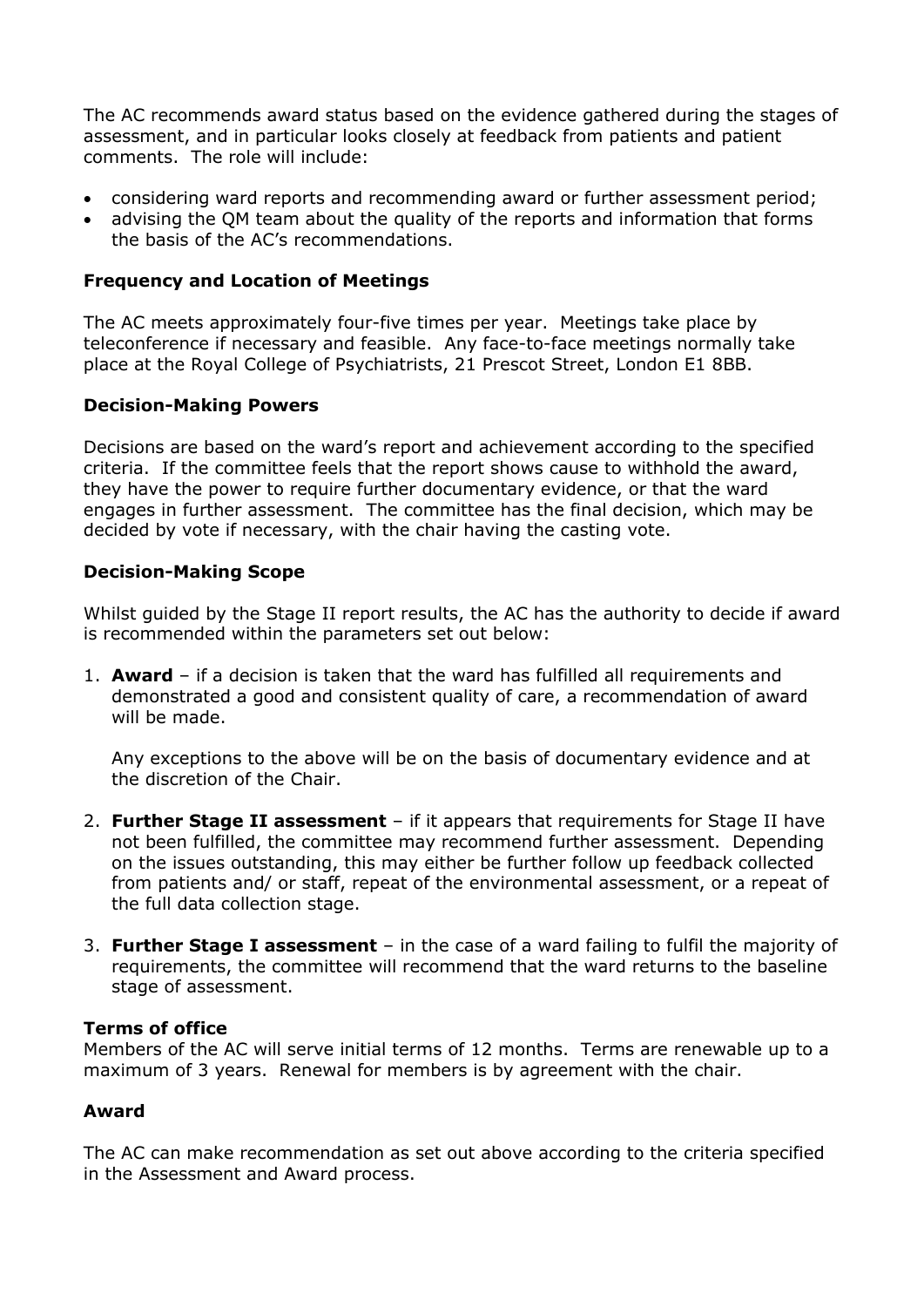The AC recommends award status based on the evidence gathered during the stages of assessment, and in particular looks closely at feedback from patients and patient comments. The role will include:

- considering ward reports and recommending award or further assessment period;
- advising the QM team about the quality of the reports and information that forms the basis of the AC's recommendations.

### Frequency and Location of Meetings

The AC meets approximately four-five times per year. Meetings take place by teleconference if necessary and feasible. Any face-to-face meetings normally take place at the Royal College of Psychiatrists, 21 Prescot Street, London E1 8BB.

### Decision-Making Powers

Decisions are based on the ward's report and achievement according to the specified criteria. If the committee feels that the report shows cause to withhold the award, they have the power to require further documentary evidence, or that the ward engages in further assessment. The committee has the final decision, which may be decided by vote if necessary, with the chair having the casting vote.

### Decision-Making Scope

Whilst guided by the Stage II report results, the AC has the authority to decide if award is recommended within the parameters set out below:

1. **Award** – if a decision is taken that the ward has fulfilled all requirements and demonstrated a good and consistent quality of care, a recommendation of award will be made.

   Any exceptions to the above will be on the basis of documentary evidence and at the discretion of the Chair.

2. **Further Stage II assessment** – if it appears that requirements for Stage II have not been fulfilled, the committee may recommend further assessment. Depending on the issues outstanding, this may either be further follow up feedback collected from patients and/ or staff, repeat of the environmental assessment, or a repeat of the full data collection stage.

3. **Further Stage I assessment** – in the case of a ward failing to fulfil the majority of requirements, the committee will recommend that the ward returns to the baseline stage of assessment.

### Terms of office

Members of the AC will serve initial terms of 12 months. Terms are renewable up to a maximum of 3 years. Renewal for members is by agreement with the chair.

### Award

The AC can make recommendation as set out above according to the criteria specified in the Assessment and Award process.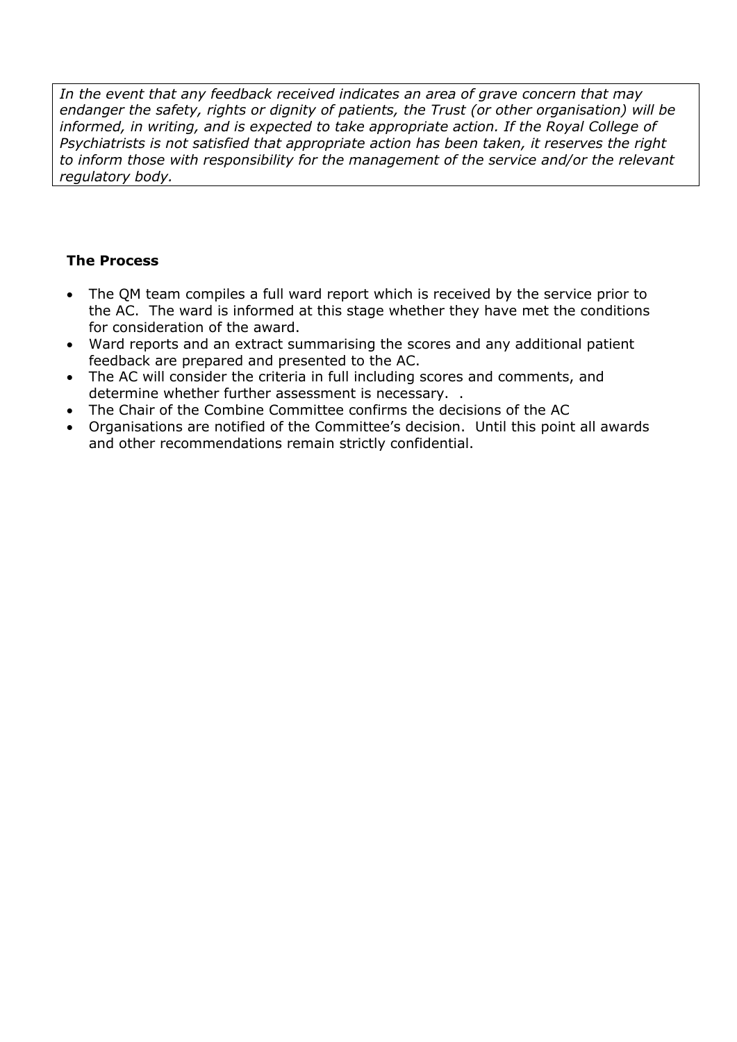*In the event that any feedback received indicates an area of grave concern that may endanger the safety, rights or dignity of patients, the Trust (or other organisation) will be informed, in writing, and is expected to take appropriate action. If the Royal College of Psychiatrists is not satisfied that appropriate action has been taken, it reserves the right to inform those with responsibility for the management of the service and/or the relevant regulatory body.*

**The Process**

- The QM team compiles a full ward report which is received by the service prior to the AC. The ward is informed at this stage whether they have met the conditions for consideration of the award.
- Ward reports and an extract summarising the scores and any additional patient feedback are prepared and presented to the AC.
- The AC will consider the criteria in full including scores and comments, and determine whether further assessment is necessary. .
- The Chair of the Combine Committee confirms the decisions of the AC
- Organisations are notified of the Committee's decision. Until this point all awards and other recommendations remain strictly confidential.